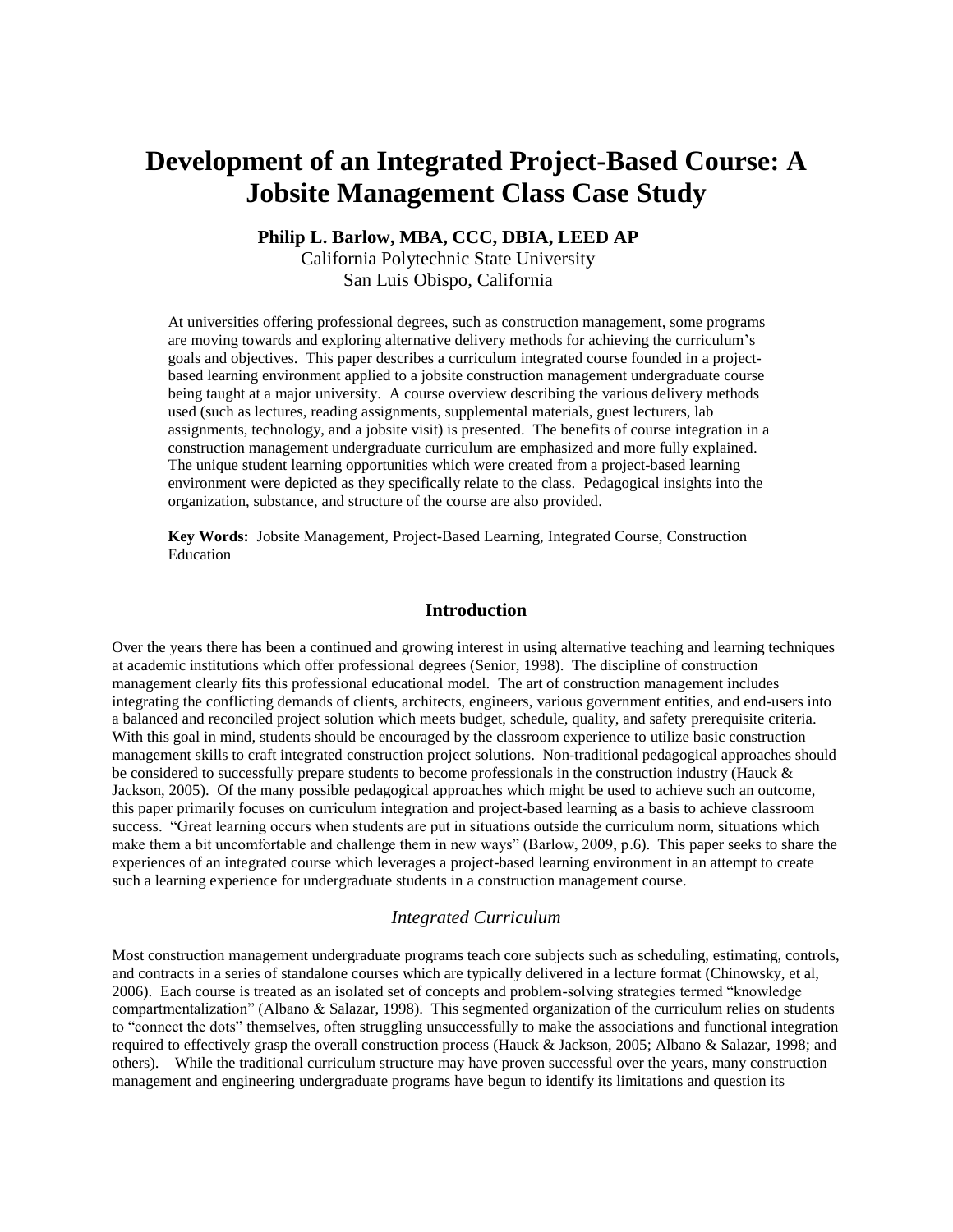# Development of an Integrated Project-Based Course: A Jobsite Management Class Case Study

**Philip L. Barlow, MBA, CCC, DBIA, LEED AP**
California Polytechnic State University
San Luis Obispo, California

At universities offering professional degrees, such as construction management, some programs are moving towards and exploring alternative delivery methods for achieving the curriculum's goals and objectives. This paper describes a curriculum integrated course founded in a project-based learning environment applied to a jobsite construction management undergraduate course being taught at a major university. A course overview describing the various delivery methods used (such as lectures, reading assignments, supplemental materials, guest lecturers, lab assignments, technology, and a jobsite visit) is presented. The benefits of course integration in a construction management undergraduate curriculum are emphasized and more fully explained. The unique student learning opportunities which were created from a project-based learning environment were depicted as they specifically relate to the class. Pedagogical insights into the organization, substance, and structure of the course are also provided.

**Key Words:** Jobsite Management, Project-Based Learning, Integrated Course, Construction Education

## Introduction

Over the years there has been a continued and growing interest in using alternative teaching and learning techniques at academic institutions which offer professional degrees (Senior, 1998). The discipline of construction management clearly fits this professional educational model. The art of construction management includes integrating the conflicting demands of clients, architects, engineers, various government entities, and end-users into a balanced and reconciled project solution which meets budget, schedule, quality, and safety prerequisite criteria. With this goal in mind, students should be encouraged by the classroom experience to utilize basic construction management skills to craft integrated construction project solutions. Non-traditional pedagogical approaches should be considered to successfully prepare students to become professionals in the construction industry (Hauck & Jackson, 2005). Of the many possible pedagogical approaches which might be used to achieve such an outcome, this paper primarily focuses on curriculum integration and project-based learning as a basis to achieve classroom success. "Great learning occurs when students are put in situations outside the curriculum norm, situations which make them a bit uncomfortable and challenge them in new ways" (Barlow, 2009, p.6). This paper seeks to share the experiences of an integrated course which leverages a project-based learning environment in an attempt to create such a learning experience for undergraduate students in a construction management course.

### *Integrated Curriculum*

Most construction management undergraduate programs teach core subjects such as scheduling, estimating, controls, and contracts in a series of standalone courses which are typically delivered in a lecture format (Chinowsky, et al, 2006). Each course is treated as an isolated set of concepts and problem-solving strategies termed "knowledge compartmentalization" (Albano & Salazar, 1998). This segmented organization of the curriculum relies on students to "connect the dots" themselves, often struggling unsuccessfully to make the associations and functional integration required to effectively grasp the overall construction process (Hauck & Jackson, 2005; Albano & Salazar, 1998; and others). While the traditional curriculum structure may have proven successful over the years, many construction management and engineering undergraduate programs have begun to identify its limitations and question its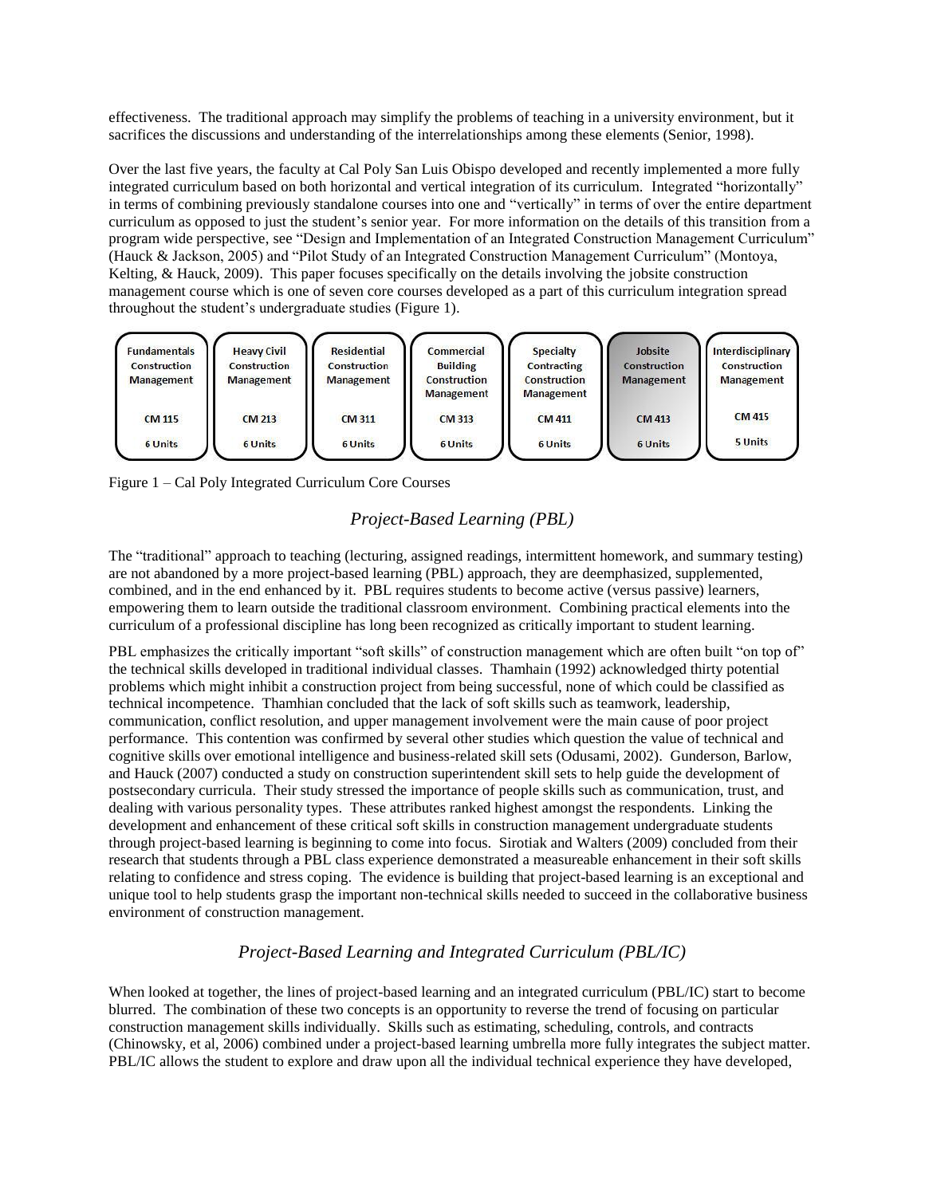effectiveness. The traditional approach may simplify the problems of teaching in a university environment, but it sacrifices the discussions and understanding of the interrelationships among these elements (Senior, 1998).

Over the last five years, the faculty at Cal Poly San Luis Obispo developed and recently implemented a more fully integrated curriculum based on both horizontal and vertical integration of its curriculum. Integrated "horizontally" in terms of combining previously standalone courses into one and "vertically" in terms of over the entire department curriculum as opposed to just the student's senior year. For more information on the details of this transition from a program wide perspective, see "Design and Implementation of an Integrated Construction Management Curriculum" (Hauck & Jackson, 2005) and "Pilot Study of an Integrated Construction Management Curriculum" (Montoya, Kelting, & Hauck, 2009). This paper focuses specifically on the details involving the jobsite construction management course which is one of seven core courses developed as a part of this curriculum integration spread throughout the student's undergraduate studies (Figure 1).

| Fundamentals Construction Management | Heavy Civil Construction Management | Residential Construction Management | Commercial Building Construction Management | Specialty Contracting Construction Management | Jobsite Construction Management | Interdisciplinary Construction Management |
|---|---|---|---|---|---|---|
| CM 115 | CM 213 | CM 311 | CM 313 | CM 411 | CM 413 | CM 415 |
| 6 Units | 6 Units | 6 Units | 6 Units | 6 Units | 6 Units | 5 Units |

Figure 1 – Cal Poly Integrated Curriculum Core Courses

## *Project-Based Learning (PBL)*

The "traditional" approach to teaching (lecturing, assigned readings, intermittent homework, and summary testing) are not abandoned by a more project-based learning (PBL) approach, they are deemphasized, supplemented, combined, and in the end enhanced by it. PBL requires students to become active (versus passive) learners, empowering them to learn outside the traditional classroom environment. Combining practical elements into the curriculum of a professional discipline has long been recognized as critically important to student learning.

PBL emphasizes the critically important "soft skills" of construction management which are often built "on top of" the technical skills developed in traditional individual classes. Thamhain (1992) acknowledged thirty potential problems which might inhibit a construction project from being successful, none of which could be classified as technical incompetence. Thamhian concluded that the lack of soft skills such as teamwork, leadership, communication, conflict resolution, and upper management involvement were the main cause of poor project performance. This contention was confirmed by several other studies which question the value of technical and cognitive skills over emotional intelligence and business-related skill sets (Odusami, 2002). Gunderson, Barlow, and Hauck (2007) conducted a study on construction superintendent skill sets to help guide the development of postsecondary curricula. Their study stressed the importance of people skills such as communication, trust, and dealing with various personality types. These attributes ranked highest amongst the respondents. Linking the development and enhancement of these critical soft skills in construction management undergraduate students through project-based learning is beginning to come into focus. Sirotiak and Walters (2009) concluded from their research that students through a PBL class experience demonstrated a measureable enhancement in their soft skills relating to confidence and stress coping. The evidence is building that project-based learning is an exceptional and unique tool to help students grasp the important non-technical skills needed to succeed in the collaborative business environment of construction management.

## *Project-Based Learning and Integrated Curriculum (PBL/IC)*

When looked at together, the lines of project-based learning and an integrated curriculum (PBL/IC) start to become blurred. The combination of these two concepts is an opportunity to reverse the trend of focusing on particular construction management skills individually. Skills such as estimating, scheduling, controls, and contracts (Chinowsky, et al, 2006) combined under a project-based learning umbrella more fully integrates the subject matter. PBL/IC allows the student to explore and draw upon all the individual technical experience they have developed,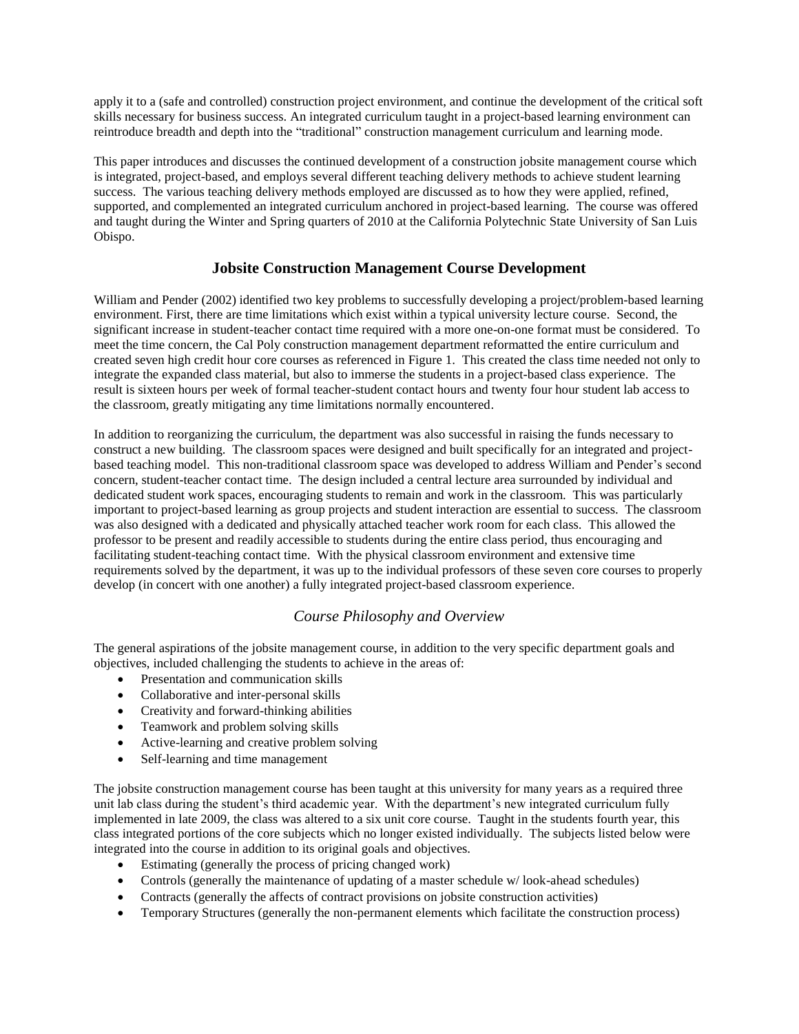apply it to a (safe and controlled) construction project environment, and continue the development of the critical soft skills necessary for business success. An integrated curriculum taught in a project-based learning environment can reintroduce breadth and depth into the "traditional" construction management curriculum and learning mode.

This paper introduces and discusses the continued development of a construction jobsite management course which is integrated, project-based, and employs several different teaching delivery methods to achieve student learning success. The various teaching delivery methods employed are discussed as to how they were applied, refined, supported, and complemented an integrated curriculum anchored in project-based learning. The course was offered and taught during the Winter and Spring quarters of 2010 at the California Polytechnic State University of San Luis Obispo.

## Jobsite Construction Management Course Development

William and Pender (2002) identified two key problems to successfully developing a project/problem-based learning environment. First, there are time limitations which exist within a typical university lecture course. Second, the significant increase in student-teacher contact time required with a more one-on-one format must be considered. To meet the time concern, the Cal Poly construction management department reformatted the entire curriculum and created seven high credit hour core courses as referenced in Figure 1. This created the class time needed not only to integrate the expanded class material, but also to immerse the students in a project-based class experience. The result is sixteen hours per week of formal teacher-student contact hours and twenty four hour student lab access to the classroom, greatly mitigating any time limitations normally encountered.

In addition to reorganizing the curriculum, the department was also successful in raising the funds necessary to construct a new building. The classroom spaces were designed and built specifically for an integrated and project-based teaching model. This non-traditional classroom space was developed to address William and Pender's second concern, student-teacher contact time. The design included a central lecture area surrounded by individual and dedicated student work spaces, encouraging students to remain and work in the classroom. This was particularly important to project-based learning as group projects and student interaction are essential to success. The classroom was also designed with a dedicated and physically attached teacher work room for each class. This allowed the professor to be present and readily accessible to students during the entire class period, thus encouraging and facilitating student-teaching contact time. With the physical classroom environment and extensive time requirements solved by the department, it was up to the individual professors of these seven core courses to properly develop (in concert with one another) a fully integrated project-based classroom experience.

### *Course Philosophy and Overview*

The general aspirations of the jobsite management course, in addition to the very specific department goals and objectives, included challenging the students to achieve in the areas of:

- Presentation and communication skills
- Collaborative and inter-personal skills
- Creativity and forward-thinking abilities
- Teamwork and problem solving skills
- Active-learning and creative problem solving
- Self-learning and time management

The jobsite construction management course has been taught at this university for many years as a required three unit lab class during the student's third academic year. With the department's new integrated curriculum fully implemented in late 2009, the class was altered to a six unit core course. Taught in the students fourth year, this class integrated portions of the core subjects which no longer existed individually. The subjects listed below were integrated into the course in addition to its original goals and objectives.

- Estimating (generally the process of pricing changed work)
- Controls (generally the maintenance of updating of a master schedule w/ look-ahead schedules)
- Contracts (generally the affects of contract provisions on jobsite construction activities)
- Temporary Structures (generally the non-permanent elements which facilitate the construction process)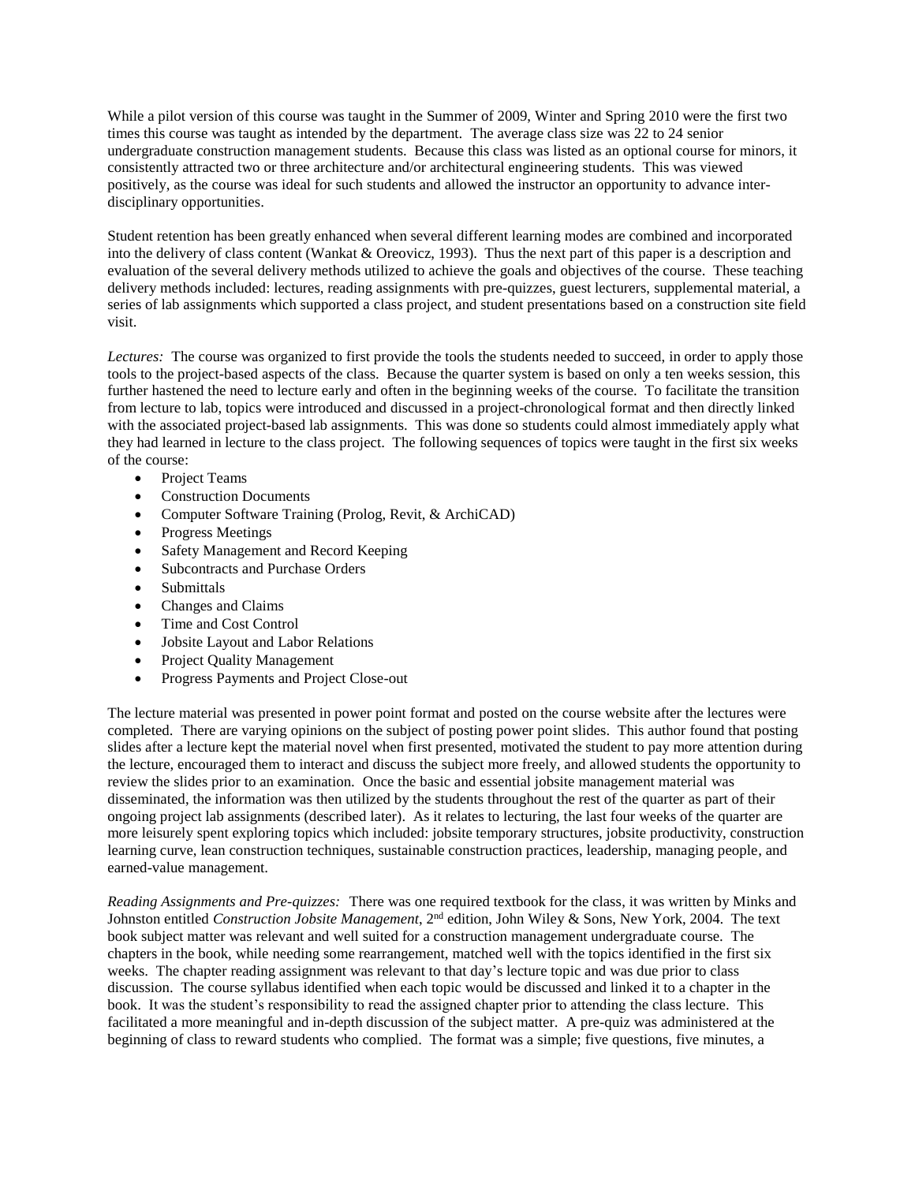While a pilot version of this course was taught in the Summer of 2009, Winter and Spring 2010 were the first two times this course was taught as intended by the department. The average class size was 22 to 24 senior undergraduate construction management students. Because this class was listed as an optional course for minors, it consistently attracted two or three architecture and/or architectural engineering students. This was viewed positively, as the course was ideal for such students and allowed the instructor an opportunity to advance inter-disciplinary opportunities.

Student retention has been greatly enhanced when several different learning modes are combined and incorporated into the delivery of class content (Wankat & Oreovicz, 1993). Thus the next part of this paper is a description and evaluation of the several delivery methods utilized to achieve the goals and objectives of the course. These teaching delivery methods included: lectures, reading assignments with pre-quizzes, guest lecturers, supplemental material, a series of lab assignments which supported a class project, and student presentations based on a construction site field visit.

*Lectures:* The course was organized to first provide the tools the students needed to succeed, in order to apply those tools to the project-based aspects of the class. Because the quarter system is based on only a ten weeks session, this further hastened the need to lecture early and often in the beginning weeks of the course. To facilitate the transition from lecture to lab, topics were introduced and discussed in a project-chronological format and then directly linked with the associated project-based lab assignments. This was done so students could almost immediately apply what they had learned in lecture to the class project. The following sequences of topics were taught in the first six weeks of the course:

- Project Teams
- Construction Documents
- Computer Software Training (Prolog, Revit, & ArchiCAD)
- Progress Meetings
- Safety Management and Record Keeping
- Subcontracts and Purchase Orders
- Submittals
- Changes and Claims
- Time and Cost Control
- Jobsite Layout and Labor Relations
- Project Quality Management
- Progress Payments and Project Close-out

The lecture material was presented in power point format and posted on the course website after the lectures were completed. There are varying opinions on the subject of posting power point slides. This author found that posting slides after a lecture kept the material novel when first presented, motivated the student to pay more attention during the lecture, encouraged them to interact and discuss the subject more freely, and allowed students the opportunity to review the slides prior to an examination. Once the basic and essential jobsite management material was disseminated, the information was then utilized by the students throughout the rest of the quarter as part of their ongoing project lab assignments (described later). As it relates to lecturing, the last four weeks of the quarter are more leisurely spent exploring topics which included: jobsite temporary structures, jobsite productivity, construction learning curve, lean construction techniques, sustainable construction practices, leadership, managing people, and earned-value management.

*Reading Assignments and Pre-quizzes:* There was one required textbook for the class, it was written by Minks and Johnston entitled *Construction Jobsite Management*, 2nd edition, John Wiley & Sons, New York, 2004. The text book subject matter was relevant and well suited for a construction management undergraduate course. The chapters in the book, while needing some rearrangement, matched well with the topics identified in the first six weeks. The chapter reading assignment was relevant to that day's lecture topic and was due prior to class discussion. The course syllabus identified when each topic would be discussed and linked it to a chapter in the book. It was the student's responsibility to read the assigned chapter prior to attending the class lecture. This facilitated a more meaningful and in-depth discussion of the subject matter. A pre-quiz was administered at the beginning of class to reward students who complied. The format was a simple; five questions, five minutes, a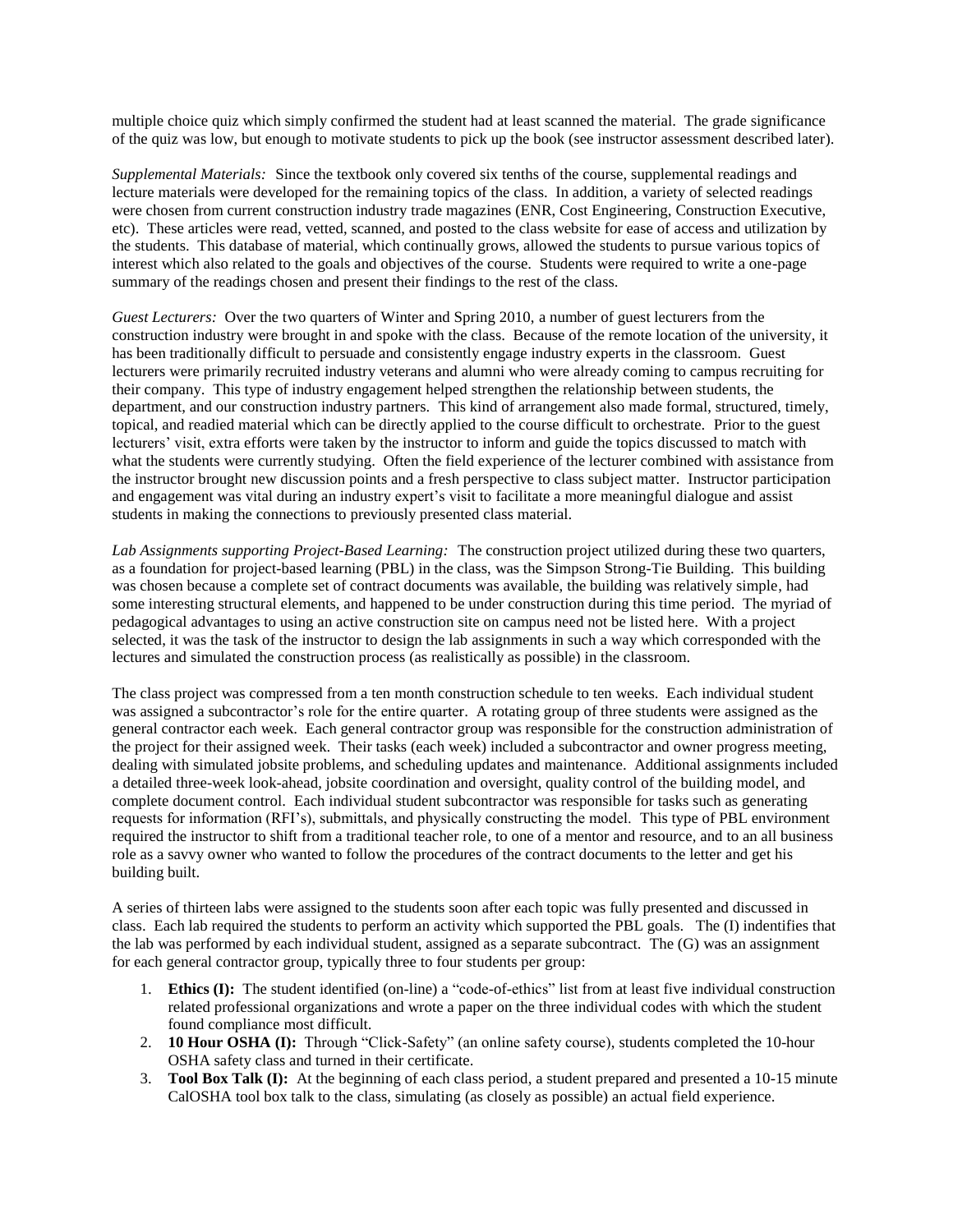multiple choice quiz which simply confirmed the student had at least scanned the material. The grade significance of the quiz was low, but enough to motivate students to pick up the book (see instructor assessment described later).

*Supplemental Materials:* Since the textbook only covered six tenths of the course, supplemental readings and lecture materials were developed for the remaining topics of the class. In addition, a variety of selected readings were chosen from current construction industry trade magazines (ENR, Cost Engineering, Construction Executive, etc). These articles were read, vetted, scanned, and posted to the class website for ease of access and utilization by the students. This database of material, which continually grows, allowed the students to pursue various topics of interest which also related to the goals and objectives of the course. Students were required to write a one-page summary of the readings chosen and present their findings to the rest of the class.

*Guest Lecturers:* Over the two quarters of Winter and Spring 2010, a number of guest lecturers from the construction industry were brought in and spoke with the class. Because of the remote location of the university, it has been traditionally difficult to persuade and consistently engage industry experts in the classroom. Guest lecturers were primarily recruited industry veterans and alumni who were already coming to campus recruiting for their company. This type of industry engagement helped strengthen the relationship between students, the department, and our construction industry partners. This kind of arrangement also made formal, structured, timely, topical, and readied material which can be directly applied to the course difficult to orchestrate. Prior to the guest lecturers' visit, extra efforts were taken by the instructor to inform and guide the topics discussed to match with what the students were currently studying. Often the field experience of the lecturer combined with assistance from the instructor brought new discussion points and a fresh perspective to class subject matter. Instructor participation and engagement was vital during an industry expert's visit to facilitate a more meaningful dialogue and assist students in making the connections to previously presented class material.

*Lab Assignments supporting Project-Based Learning:* The construction project utilized during these two quarters, as a foundation for project-based learning (PBL) in the class, was the Simpson Strong-Tie Building. This building was chosen because a complete set of contract documents was available, the building was relatively simple, had some interesting structural elements, and happened to be under construction during this time period. The myriad of pedagogical advantages to using an active construction site on campus need not be listed here. With a project selected, it was the task of the instructor to design the lab assignments in such a way which corresponded with the lectures and simulated the construction process (as realistically as possible) in the classroom.

The class project was compressed from a ten month construction schedule to ten weeks. Each individual student was assigned a subcontractor's role for the entire quarter. A rotating group of three students were assigned as the general contractor each week. Each general contractor group was responsible for the construction administration of the project for their assigned week. Their tasks (each week) included a subcontractor and owner progress meeting, dealing with simulated jobsite problems, and scheduling updates and maintenance. Additional assignments included a detailed three-week look-ahead, jobsite coordination and oversight, quality control of the building model, and complete document control. Each individual student subcontractor was responsible for tasks such as generating requests for information (RFI's), submittals, and physically constructing the model. This type of PBL environment required the instructor to shift from a traditional teacher role, to one of a mentor and resource, and to an all business role as a savvy owner who wanted to follow the procedures of the contract documents to the letter and get his building built.

A series of thirteen labs were assigned to the students soon after each topic was fully presented and discussed in class. Each lab required the students to perform an activity which supported the PBL goals. The (I) indentifies that the lab was performed by each individual student, assigned as a separate subcontract. The (G) was an assignment for each general contractor group, typically three to four students per group:

1. **Ethics (I):** The student identified (on-line) a "code-of-ethics" list from at least five individual construction related professional organizations and wrote a paper on the three individual codes with which the student found compliance most difficult.
2. **10 Hour OSHA (I):** Through "Click-Safety" (an online safety course), students completed the 10-hour OSHA safety class and turned in their certificate.
3. **Tool Box Talk (I):** At the beginning of each class period, a student prepared and presented a 10-15 minute CalOSHA tool box talk to the class, simulating (as closely as possible) an actual field experience.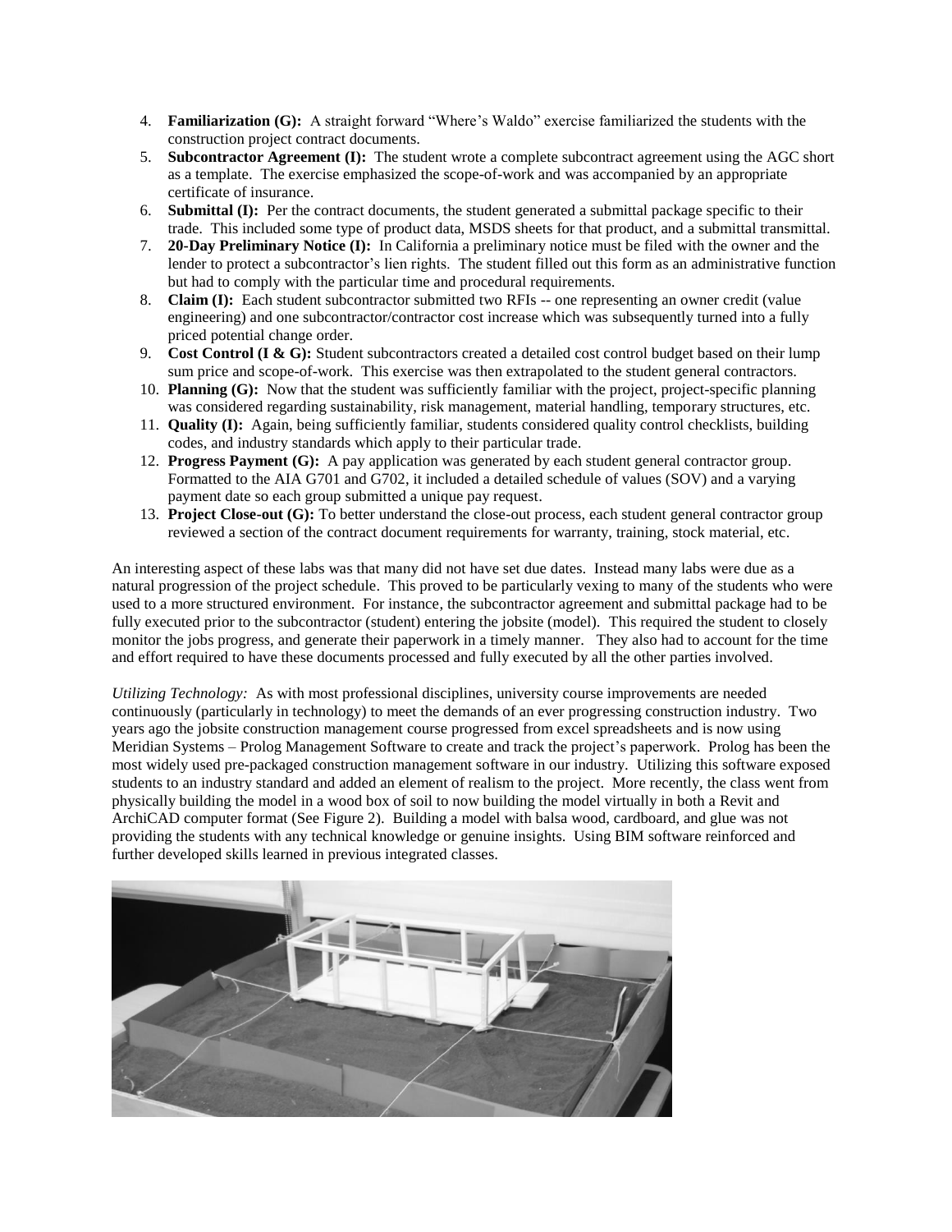4. **Familiarization (G):** A straight forward "Where's Waldo" exercise familiarized the students with the construction project contract documents.
5. **Subcontractor Agreement (I):** The student wrote a complete subcontract agreement using the AGC short as a template. The exercise emphasized the scope-of-work and was accompanied by an appropriate certificate of insurance.
6. **Submittal (I):** Per the contract documents, the student generated a submittal package specific to their trade. This included some type of product data, MSDS sheets for that product, and a submittal transmittal.
7. **20-Day Preliminary Notice (I):** In California a preliminary notice must be filed with the owner and the lender to protect a subcontractor's lien rights. The student filled out this form as an administrative function but had to comply with the particular time and procedural requirements.
8. **Claim (I):** Each student subcontractor submitted two RFIs -- one representing an owner credit (value engineering) and one subcontractor/contractor cost increase which was subsequently turned into a fully priced potential change order.
9. **Cost Control (I & G):** Student subcontractors created a detailed cost control budget based on their lump sum price and scope-of-work. This exercise was then extrapolated to the student general contractors.
10. **Planning (G):** Now that the student was sufficiently familiar with the project, project-specific planning was considered regarding sustainability, risk management, material handling, temporary structures, etc.
11. **Quality (I):** Again, being sufficiently familiar, students considered quality control checklists, building codes, and industry standards which apply to their particular trade.
12. **Progress Payment (G):** A pay application was generated by each student general contractor group. Formatted to the AIA G701 and G702, it included a detailed schedule of values (SOV) and a varying payment date so each group submitted a unique pay request.
13. **Project Close-out (G):** To better understand the close-out process, each student general contractor group reviewed a section of the contract document requirements for warranty, training, stock material, etc.

An interesting aspect of these labs was that many did not have set due dates. Instead many labs were due as a natural progression of the project schedule. This proved to be particularly vexing to many of the students who were used to a more structured environment. For instance, the subcontractor agreement and submittal package had to be fully executed prior to the subcontractor (student) entering the jobsite (model). This required the student to closely monitor the jobs progress, and generate their paperwork in a timely manner. They also had to account for the time and effort required to have these documents processed and fully executed by all the other parties involved.

*Utilizing Technology:* As with most professional disciplines, university course improvements are needed continuously (particularly in technology) to meet the demands of an ever progressing construction industry. Two years ago the jobsite construction management course progressed from excel spreadsheets and is now using Meridian Systems – Prolog Management Software to create and track the project's paperwork. Prolog has been the most widely used pre-packaged construction management software in our industry. Utilizing this software exposed students to an industry standard and added an element of realism to the project. More recently, the class went from physically building the model in a wood box of soil to now building the model virtually in both a Revit and ArchiCAD computer format (See Figure 2). Building a model with balsa wood, cardboard, and glue was not providing the students with any technical knowledge or genuine insights. Using BIM software reinforced and further developed skills learned in previous integrated classes.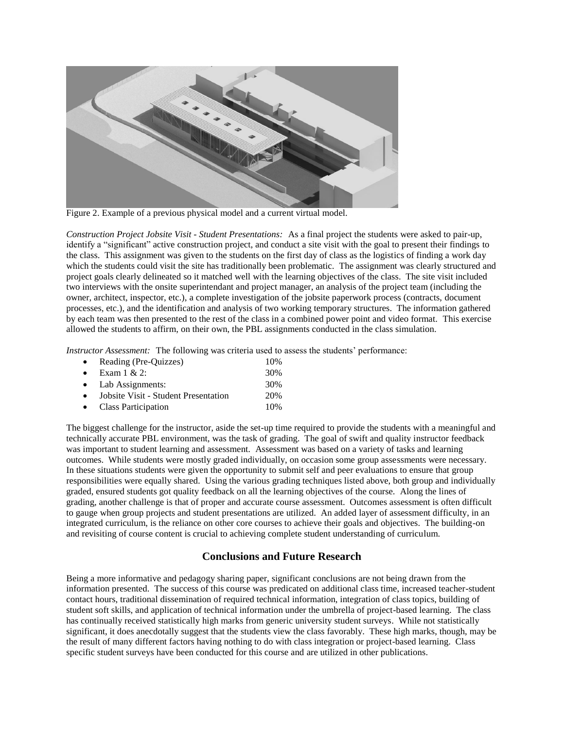Figure 2. Example of a previous physical model and a current virtual model.

*Construction Project Jobsite Visit - Student Presentations:* As a final project the students were asked to pair-up, identify a "significant" active construction project, and conduct a site visit with the goal to present their findings to the class. This assignment was given to the students on the first day of class as the logistics of finding a work day which the students could visit the site has traditionally been problematic. The assignment was clearly structured and project goals clearly delineated so it matched well with the learning objectives of the class. The site visit included two interviews with the onsite superintendant and project manager, an analysis of the project team (including the owner, architect, inspector, etc.), a complete investigation of the jobsite paperwork process (contracts, document processes, etc.), and the identification and analysis of two working temporary structures. The information gathered by each team was then presented to the rest of the class in a combined power point and video format. This exercise allowed the students to affirm, on their own, the PBL assignments conducted in the class simulation.

*Instructor Assessment:* The following was criteria used to assess the students' performance:

- Reading (Pre-Quizzes) 10%
- Exam 1 & 2: 30%
- Lab Assignments: 30%
- Jobsite Visit - Student Presentation 20%
- Class Participation 10%

The biggest challenge for the instructor, aside the set-up time required to provide the students with a meaningful and technically accurate PBL environment, was the task of grading. The goal of swift and quality instructor feedback was important to student learning and assessment. Assessment was based on a variety of tasks and learning outcomes. While students were mostly graded individually, on occasion some group assessments were necessary. In these situations students were given the opportunity to submit self and peer evaluations to ensure that group responsibilities were equally shared. Using the various grading techniques listed above, both group and individually graded, ensured students got quality feedback on all the learning objectives of the course. Along the lines of grading, another challenge is that of proper and accurate course assessment. Outcomes assessment is often difficult to gauge when group projects and student presentations are utilized. An added layer of assessment difficulty, in an integrated curriculum, is the reliance on other core courses to achieve their goals and objectives. The building-on and revisiting of course content is crucial to achieving complete student understanding of curriculum.

## Conclusions and Future Research

Being a more informative and pedagogy sharing paper, significant conclusions are not being drawn from the information presented. The success of this course was predicated on additional class time, increased teacher-student contact hours, traditional dissemination of required technical information, integration of class topics, building of student soft skills, and application of technical information under the umbrella of project-based learning. The class has continually received statistically high marks from generic university student surveys. While not statistically significant, it does anecdotally suggest that the students view the class favorably. These high marks, though, may be the result of many different factors having nothing to do with class integration or project-based learning. Class specific student surveys have been conducted for this course and are utilized in other publications.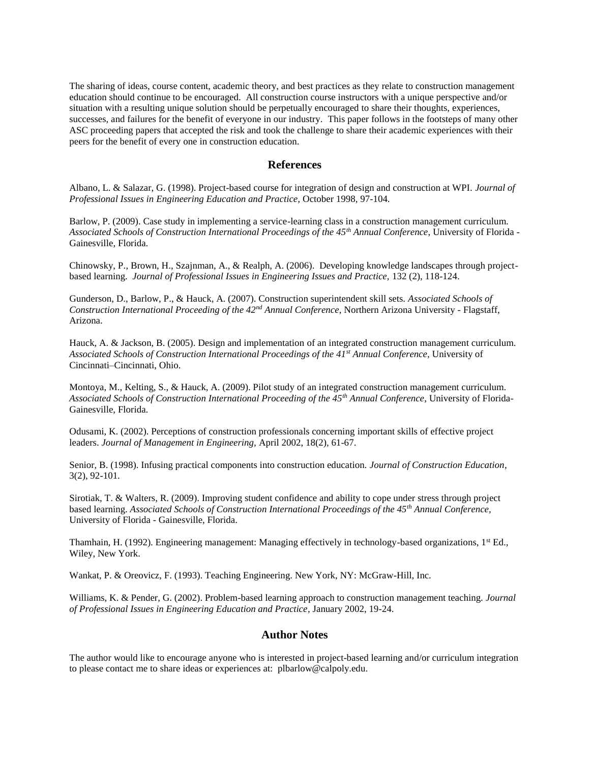The sharing of ideas, course content, academic theory, and best practices as they relate to construction management education should continue to be encouraged. All construction course instructors with a unique perspective and/or situation with a resulting unique solution should be perpetually encouraged to share their thoughts, experiences, successes, and failures for the benefit of everyone in our industry. This paper follows in the footsteps of many other ASC proceeding papers that accepted the risk and took the challenge to share their academic experiences with their peers for the benefit of every one in construction education.

## References

Albano, L. & Salazar, G. (1998). Project-based course for integration of design and construction at WPI. *Journal of Professional Issues in Engineering Education and Practice,* October 1998, 97-104.

Barlow, P. (2009). Case study in implementing a service-learning class in a construction management curriculum. *Associated Schools of Construction International Proceedings of the 45th Annual Conference*, University of Florida - Gainesville, Florida.

Chinowsky, P., Brown, H., Szajnman, A., & Realph, A. (2006). Developing knowledge landscapes through project-based learning. *Journal of Professional Issues in Engineering Issues and Practice,* 132 (2), 118-124.

Gunderson, D., Barlow, P., & Hauck, A. (2007). Construction superintendent skill sets. *Associated Schools of Construction International Proceeding of the 42nd Annual Conference*, Northern Arizona University - Flagstaff, Arizona.

Hauck, A. & Jackson, B. (2005). Design and implementation of an integrated construction management curriculum. *Associated Schools of Construction International Proceedings of the 41st Annual Conference*, University of Cincinnati–Cincinnati, Ohio.

Montoya, M., Kelting, S., & Hauck, A. (2009). Pilot study of an integrated construction management curriculum. *Associated Schools of Construction International Proceeding of the 45th Annual Conference*, University of Florida-Gainesville, Florida.

Odusami, K. (2002). Perceptions of construction professionals concerning important skills of effective project leaders. *Journal of Management in Engineering*, April 2002, 18(2), 61-67.

Senior, B. (1998). Infusing practical components into construction education. *Journal of Construction Education*, 3(2), 92-101.

Sirotiak, T. & Walters, R. (2009). Improving student confidence and ability to cope under stress through project based learning. *Associated Schools of Construction International Proceedings of the 45th Annual Conference*, University of Florida - Gainesville, Florida.

Thamhain, H. (1992). Engineering management: Managing effectively in technology-based organizations, 1st Ed., Wiley, New York.

Wankat, P. & Oreovicz, F. (1993). Teaching Engineering. New York, NY: McGraw-Hill, Inc.

Williams, K. & Pender, G. (2002). Problem-based learning approach to construction management teaching. *Journal of Professional Issues in Engineering Education and Practice*, January 2002, 19-24.

## Author Notes

The author would like to encourage anyone who is interested in project-based learning and/or curriculum integration to please contact me to share ideas or experiences at: plbarlow@calpoly.edu.